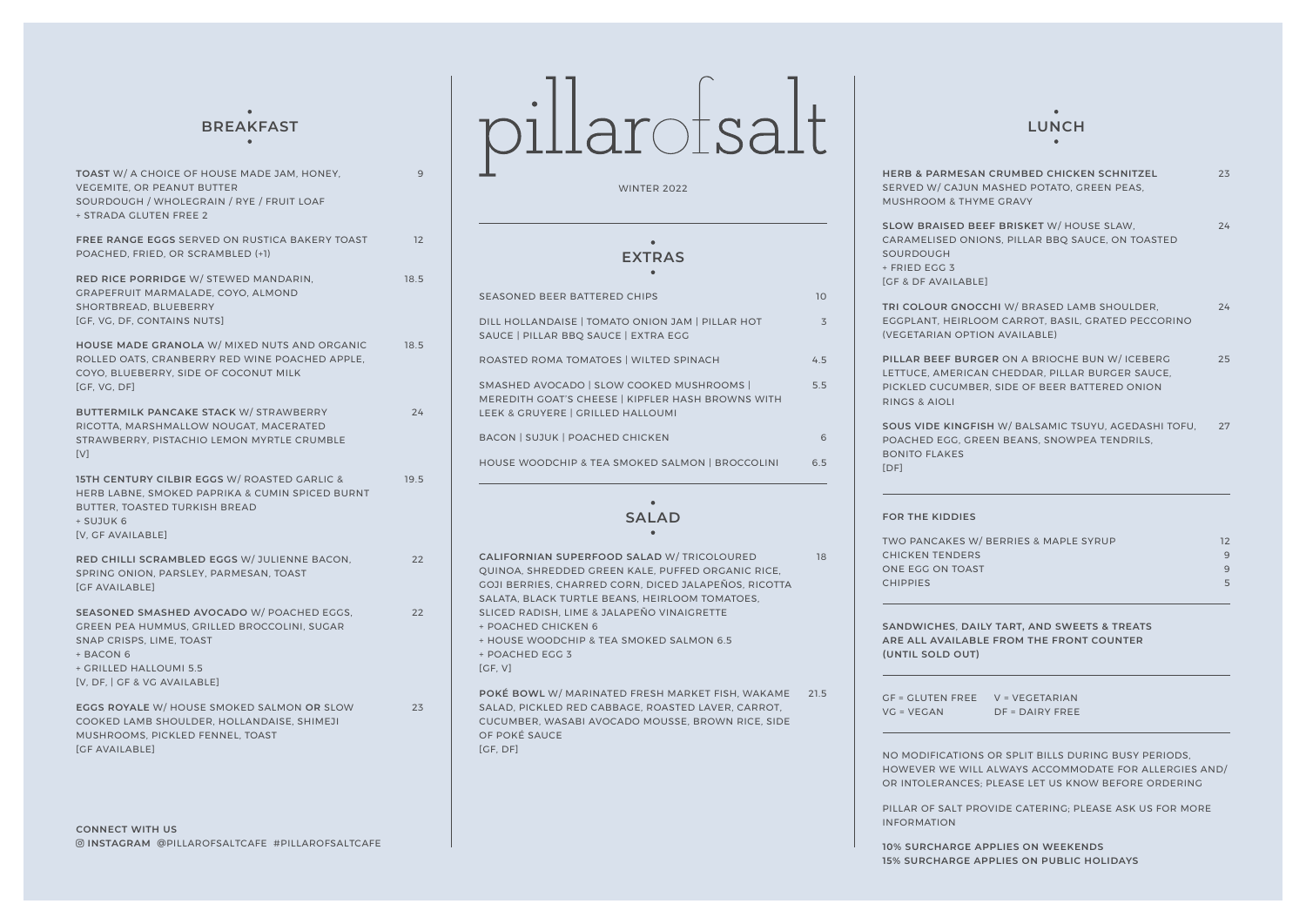# pillarofsalt

WINTER 2022

## BREAKFAST

**TOAST** W/ A CHOICE OF HOUSE MADE JAM, HONEY, VEGEMITE, OR PEANUT BUTTER — 9
SOURDOUGH / WHOLEGRAIN / RYE / FRUIT LOAF
+ STRADA GLUTEN FREE 2

**FREE RANGE EGGS** SERVED ON RUSTICA BAKERY TOAST — 12
POACHED, FRIED, OR SCRAMBLED (+1)

**RED RICE PORRIDGE** W/ STEWED MANDARIN, GRAPEFRUIT MARMALADE, COYO, ALMOND SHORTBREAD, BLUEBERRY — 18.5
[GF, VG, DF, CONTAINS NUTS]

**HOUSE MADE GRANOLA** W/ MIXED NUTS AND ORGANIC ROLLED OATS, CRANBERRY RED WINE POACHED APPLE, COYO, BLUEBERRY, SIDE OF COCONUT MILK — 18.5
[GF, VG, DF]

**BUTTERMILK PANCAKE STACK** W/ STRAWBERRY RICOTTA, MARSHMALLOW NOUGAT, MACERATED STRAWBERRY, PISTACHIO LEMON MYRTLE CRUMBLE — 24
[V]

**15TH CENTURY CILBIR EGGS** W/ ROASTED GARLIC & HERB LABNE, SMOKED PAPRIKA & CUMIN SPICED BURNT BUTTER, TOASTED TURKISH BREAD — 19.5
+ SUJUK 6
[V, GF AVAILABLE]

**RED CHILLI SCRAMBLED EGGS** W/ JULIENNE BACON, SPRING ONION, PARSLEY, PARMESAN, TOAST — 22
[GF AVAILABLE]

**SEASONED SMASHED AVOCADO** W/ POACHED EGGS, GREEN PEA HUMMUS, GRILLED BROCCOLINI, SUGAR SNAP CRISPS, LIME, TOAST — 22
+ BACON 6
+ GRILLED HALLOUMI 5.5
[V, DF, | GF & VG AVAILABLE]

**EGGS ROYALE** W/ HOUSE SMOKED SALMON **OR** SLOW COOKED LAMB SHOULDER, HOLLANDAISE, SHIMEJI MUSHROOMS, PICKLED FENNEL, TOAST — 23
[GF AVAILABLE]

**CONNECT WITH US**
**INSTAGRAM** @PILLAROFSALTCAFE #PILLAROFSALTCAFE

## EXTRAS

| Item | Price |
|---|---|
| SEASONED BEER BATTERED CHIPS | 10 |
| DILL HOLLANDAISE \| TOMATO ONION JAM \| PILLAR HOT SAUCE \| PILLAR BBQ SAUCE \| EXTRA EGG | 3 |
| ROASTED ROMA TOMATOES \| WILTED SPINACH | 4.5 |
| SMASHED AVOCADO \| SLOW COOKED MUSHROOMS \| MEREDITH GOAT'S CHEESE \| KIPFLER HASH BROWNS WITH LEEK & GRUYERE \| GRILLED HALLOUMI | 5.5 |
| BACON \| SUJUK \| POACHED CHICKEN | 6 |
| HOUSE WOODCHIP & TEA SMOKED SALMON \| BROCCOLINI | 6.5 |

## SALAD

**CALIFORNIAN SUPERFOOD SALAD** W/ TRICOLOURED QUINOA, SHREDDED GREEN KALE, PUFFED ORGANIC RICE, GOJI BERRIES, CHARRED CORN, DICED JALAPEÑOS, RICOTTA SALATA, BLACK TURTLE BEANS, HEIRLOOM TOMATOES, SLICED RADISH, LIME & JALAPEÑO VINAIGRETTE — 18
+ POACHED CHICKEN 6
+ HOUSE WOODCHIP & TEA SMOKED SALMON 6.5
+ POACHED EGG 3
[GF, V]

**POKÉ BOWL** W/ MARINATED FRESH MARKET FISH, WAKAME SALAD, PICKLED RED CABBAGE, ROASTED LAVER, CARROT, CUCUMBER, WASABI AVOCADO MOUSSE, BROWN RICE, SIDE OF POKÉ SAUCE — 21.5
[GF, DF]

## LUNCH

**HERB & PARMESAN CRUMBED CHICKEN SCHNITZEL** SERVED W/ CAJUN MASHED POTATO, GREEN PEAS, MUSHROOM & THYME GRAVY — 23

**SLOW BRAISED BEEF BRISKET** W/ HOUSE SLAW, CARAMELISED ONIONS, PILLAR BBQ SAUCE, ON TOASTED SOURDOUGH — 24
+ FRIED EGG 3
[GF & DF AVAILABLE]

**TRI COLOUR GNOCCHI** W/ BRASED LAMB SHOULDER, EGGPLANT, HEIRLOOM CARROT, BASIL, GRATED PECCORINO (VEGETARIAN OPTION AVAILABLE) — 24

**PILLAR BEEF BURGER** ON A BRIOCHE BUN W/ ICEBERG LETTUCE, AMERICAN CHEDDAR, PILLAR BURGER SAUCE, PICKLED CUCUMBER, SIDE OF BEER BATTERED ONION RINGS & AIOLI — 25

**SOUS VIDE KINGFISH** W/ BALSAMIC TSUYU, AGEDASHI TOFU, POACHED EGG, GREEN BEANS, SNOWPEA TENDRILS, BONITO FLAKES — 27
[DF]

### FOR THE KIDDIES

| Item | Price |
|---|---|
| TWO PANCAKES W/ BERRIES & MAPLE SYRUP | 12 |
| CHICKEN TENDERS | 9 |
| ONE EGG ON TOAST | 9 |
| CHIPPIES | 5 |

**SANDWICHES, DAILY TART, AND SWEETS & TREATS ARE ALL AVAILABLE FROM THE FRONT COUNTER (UNTIL SOLD OUT)**

GF = GLUTEN FREE    V = VEGETARIAN
VG = VEGAN    DF = DAIRY FREE

NO MODIFICATIONS OR SPLIT BILLS DURING BUSY PERIODS, HOWEVER WE WILL ALWAYS ACCOMMODATE FOR ALLERGIES AND/OR INTOLERANCES; PLEASE LET US KNOW BEFORE ORDERING

PILLAR OF SALT PROVIDE CATERING; PLEASE ASK US FOR MORE INFORMATION

**10% SURCHARGE APPLIES ON WEEKENDS**
**15% SURCHARGE APPLIES ON PUBLIC HOLIDAYS**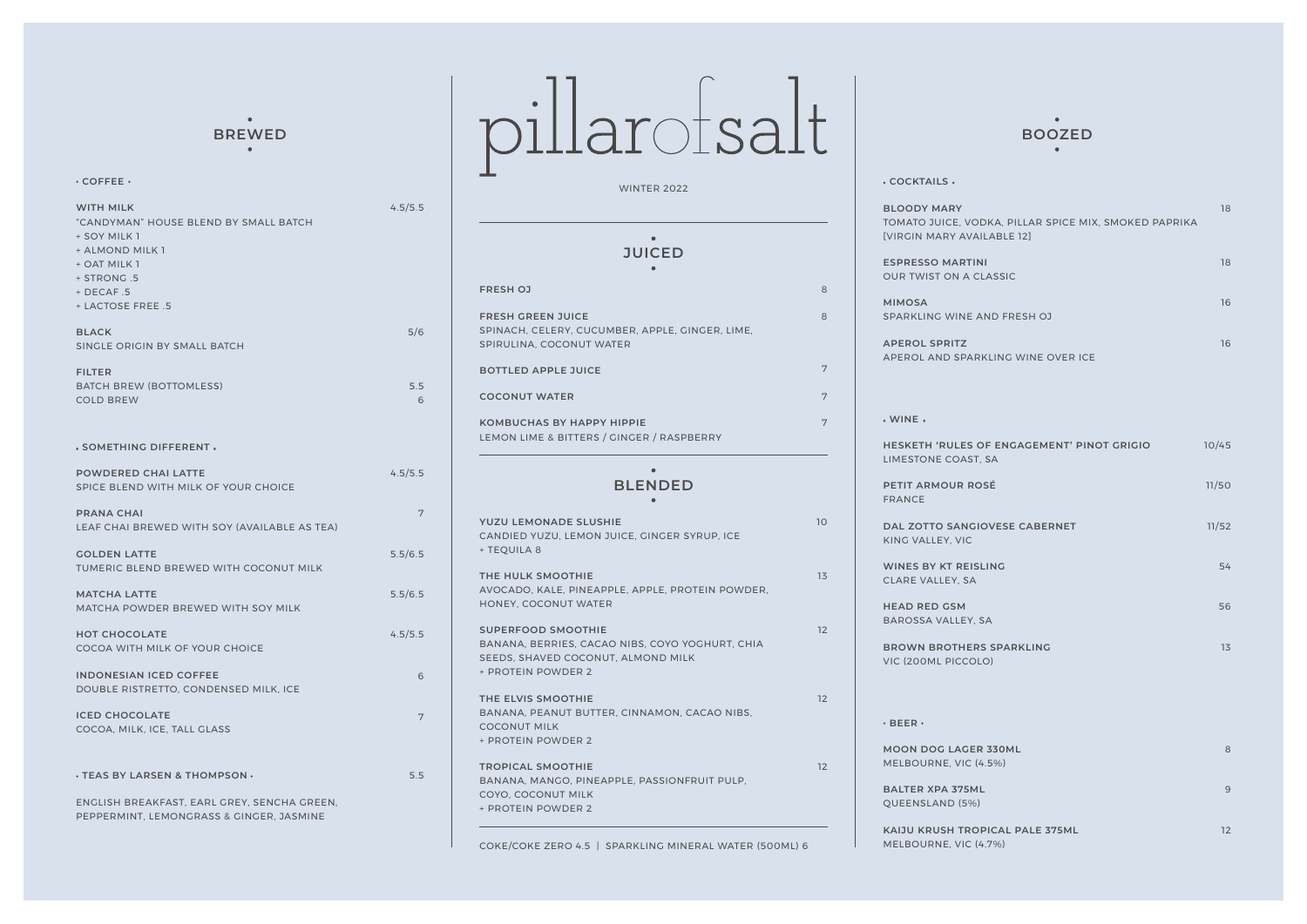# pillarofsalt

WINTER 2022

## BREWED

### • COFFEE •

**WITH MILK** 4.5/5.5
"CANDYMAN" HOUSE BLEND BY SMALL BATCH
+ SOY MILK 1
+ ALMOND MILK 1
+ OAT MILK 1
+ STRONG .5
+ DECAF .5
+ LACTOSE FREE .5

**BLACK** 5/6
SINGLE ORIGIN BY SMALL BATCH

**FILTER**
BATCH BREW (BOTTOMLESS) 5.5
COLD BREW 6

### • SOMETHING DIFFERENT •

**POWDERED CHAI LATTE** 4.5/5.5
SPICE BLEND WITH MILK OF YOUR CHOICE

**PRANA CHAI** 7
LEAF CHAI BREWED WITH SOY (AVAILABLE AS TEA)

**GOLDEN LATTE** 5.5/6.5
TUMERIC BLEND BREWED WITH COCONUT MILK

**MATCHA LATTE** 5.5/6.5
MATCHA POWDER BREWED WITH SOY MILK

**HOT CHOCOLATE** 4.5/5.5
COCOA WITH MILK OF YOUR CHOICE

**INDONESIAN ICED COFFEE** 6
DOUBLE RISTRETTO, CONDENSED MILK, ICE

**ICED CHOCOLATE** 7
COCOA, MILK, ICE, TALL GLASS

### • TEAS BY LARSEN & THOMPSON • 5.5

ENGLISH BREAKFAST, EARL GREY, SENCHA GREEN, PEPPERMINT, LEMONGRASS & GINGER, JASMINE

## JUICED

**FRESH OJ** 8

**FRESH GREEN JUICE** 8
SPINACH, CELERY, CUCUMBER, APPLE, GINGER, LIME, SPIRULINA, COCONUT WATER

**BOTTLED APPLE JUICE** 7

**COCONUT WATER** 7

**KOMBUCHAS BY HAPPY HIPPIE** 7
LEMON LIME & BITTERS / GINGER / RASPBERRY

## BLENDED

**YUZU LEMONADE SLUSHIE** 10
CANDIED YUZU, LEMON JUICE, GINGER SYRUP, ICE
+ TEQUILA 8

**THE HULK SMOOTHIE** 13
AVOCADO, KALE, PINEAPPLE, APPLE, PROTEIN POWDER, HONEY, COCONUT WATER

**SUPERFOOD SMOOTHIE** 12
BANANA, BERRIES, CACAO NIBS, COYO YOGHURT, CHIA SEEDS, SHAVED COCONUT, ALMOND MILK
+ PROTEIN POWDER 2

**THE ELVIS SMOOTHIE** 12
BANANA, PEANUT BUTTER, CINNAMON, CACAO NIBS, COCONUT MILK
+ PROTEIN POWDER 2

**TROPICAL SMOOTHIE** 12
BANANA, MANGO, PINEAPPLE, PASSIONFRUIT PULP, COYO, COCONUT MILK
+ PROTEIN POWDER 2

COKE/COKE ZERO 4.5 | SPARKLING MINERAL WATER (500ML) 6

## BOOZED

### • COCKTAILS •

**BLOODY MARY** 18
TOMATO JUICE, VODKA, PILLAR SPICE MIX, SMOKED PAPRIKA
[VIRGIN MARY AVAILABLE 12]

**ESPRESSO MARTINI** 18
OUR TWIST ON A CLASSIC

**MIMOSA** 16
SPARKLING WINE AND FRESH OJ

**APEROL SPRITZ** 16
APEROL AND SPARKLING WINE OVER ICE

### • WINE •

**HESKETH 'RULES OF ENGAGEMENT' PINOT GRIGIO** 10/45
LIMESTONE COAST, SA

**PETIT ARMOUR ROSÉ** 11/50
FRANCE

**DAL ZOTTO SANGIOVESE CABERNET** 11/52
KING VALLEY, VIC

**WINES BY KT REISLING** 54
CLARE VALLEY, SA

**HEAD RED GSM** 56
BAROSSA VALLEY, SA

**BROWN BROTHERS SPARKLING** 13
VIC (200ML PICCOLO)

### • BEER •

**MOON DOG LAGER 330ML** 8
MELBOURNE, VIC (4.5%)

**BALTER XPA 375ML** 9
QUEENSLAND (5%)

**KAIJU KRUSH TROPICAL PALE 375ML** 12
MELBOURNE, VIC (4.7%)